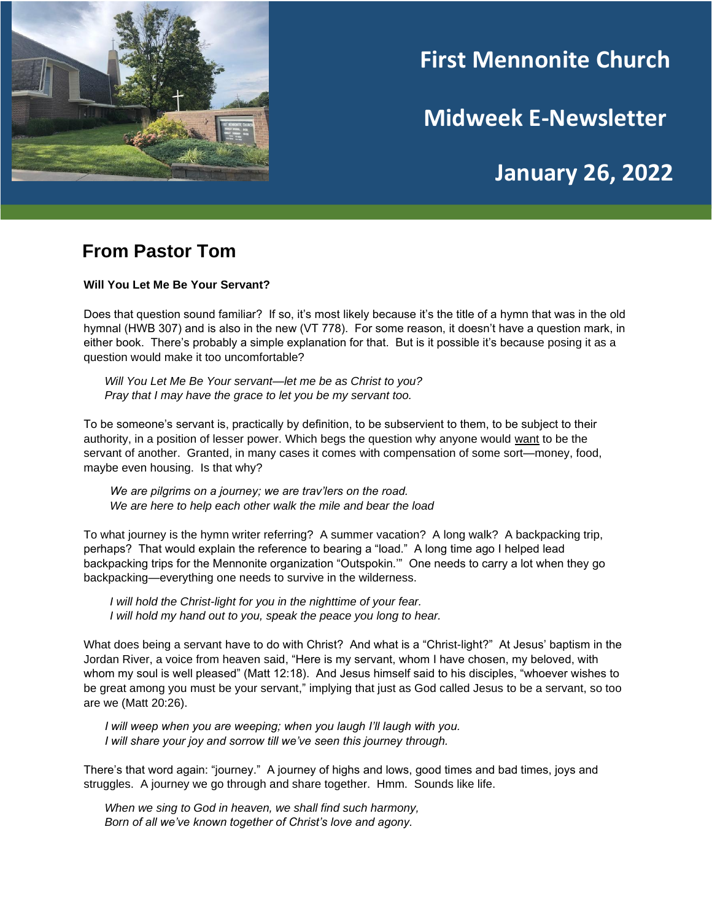# First Mennonite Church

# Midweek E-Newsletter

# January 26, 2022

## From Pastor Tom

**Will You Let Me Be Your Servant?**

Does that question sound familiar? If so, it's most likely because it's the title of a hymn that was in the old hymnal (HWB 307) and is also in the new (VT 778). For some reason, it doesn't have a question mark, in either book. There's probably a simple explanation for that. But is it possible it's because posing it as a question would make it too uncomfortable?

> *Will You Let Me Be Your servant—let me be as Christ to you?*
> *Pray that I may have the grace to let you be my servant too.*

To be someone's servant is, practically by definition, to be subservient to them, to be subject to their authority, in a position of lesser power. Which begs the question why anyone would want to be the servant of another. Granted, in many cases it comes with compensation of some sort—money, food, maybe even housing. Is that why?

> *We are pilgrims on a journey; we are trav'lers on the road.*
> *We are here to help each other walk the mile and bear the load*

To what journey is the hymn writer referring? A summer vacation? A long walk? A backpacking trip, perhaps? That would explain the reference to bearing a "load." A long time ago I helped lead backpacking trips for the Mennonite organization "Outspokin.'" One needs to carry a lot when they go backpacking—everything one needs to survive in the wilderness.

> *I will hold the Christ-light for you in the nighttime of your fear.*
> *I will hold my hand out to you, speak the peace you long to hear.*

What does being a servant have to do with Christ? And what is a "Christ-light?" At Jesus' baptism in the Jordan River, a voice from heaven said, "Here is my servant, whom I have chosen, my beloved, with whom my soul is well pleased" (Matt 12:18). And Jesus himself said to his disciples, "whoever wishes to be great among you must be your servant," implying that just as God called Jesus to be a servant, so too are we (Matt 20:26).

> *I will weep when you are weeping; when you laugh I'll laugh with you.*
> *I will share your joy and sorrow till we've seen this journey through.*

There's that word again: "journey." A journey of highs and lows, good times and bad times, joys and struggles. A journey we go through and share together. Hmm. Sounds like life.

> *When we sing to God in heaven, we shall find such harmony,*
> *Born of all we've known together of Christ's love and agony.*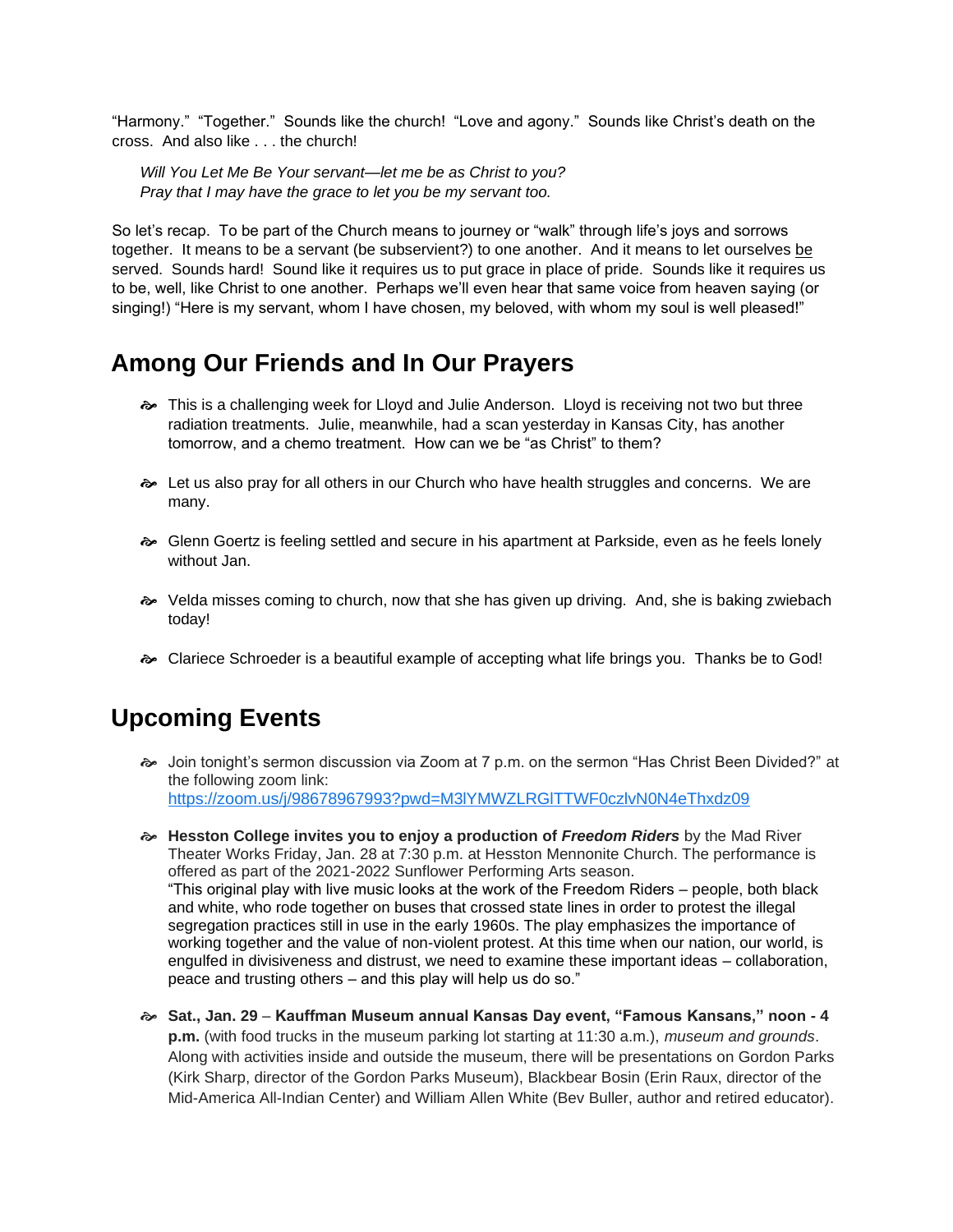"Harmony." "Together." Sounds like the church! "Love and agony." Sounds like Christ's death on the cross. And also like . . . the church!

> *Will You Let Me Be Your servant—let me be as Christ to you?*
> *Pray that I may have the grace to let you be my servant too.*

So let's recap. To be part of the Church means to journey or "walk" through life's joys and sorrows together. It means to be a servant (be subservient?) to one another. And it means to let ourselves <u>be</u> served. Sounds hard! Sound like it requires us to put grace in place of pride. Sounds like it requires us to be, well, like Christ to one another. Perhaps we'll even hear that same voice from heaven saying (or singing!) "Here is my servant, whom I have chosen, my beloved, with whom my soul is well pleased!"

## Among Our Friends and In Our Prayers

- This is a challenging week for Lloyd and Julie Anderson. Lloyd is receiving not two but three radiation treatments. Julie, meanwhile, had a scan yesterday in Kansas City, has another tomorrow, and a chemo treatment. How can we be "as Christ" to them?
- Let us also pray for all others in our Church who have health struggles and concerns. We are many.
- Glenn Goertz is feeling settled and secure in his apartment at Parkside, even as he feels lonely without Jan.
- Velda misses coming to church, now that she has given up driving. And, she is baking zwiebach today!
- Clariece Schroeder is a beautiful example of accepting what life brings you. Thanks be to God!

## Upcoming Events

- Join tonight's sermon discussion via Zoom at 7 p.m. on the sermon "Has Christ Been Divided?" at the following zoom link: https://zoom.us/j/98678967993?pwd=M3lYMWZLRGlTTWF0czlvN0N4eThxdz09
- **Hesston College invites you to enjoy a production of *Freedom Riders*** by the Mad River Theater Works Friday, Jan. 28 at 7:30 p.m. at Hesston Mennonite Church. The performance is offered as part of the 2021-2022 Sunflower Performing Arts season.
  "This original play with live music looks at the work of the Freedom Riders – people, both black and white, who rode together on buses that crossed state lines in order to protest the illegal segregation practices still in use in the early 1960s. The play emphasizes the importance of working together and the value of non-violent protest. At this time when our nation, our world, is engulfed in divisiveness and distrust, we need to examine these important ideas – collaboration, peace and trusting others – and this play will help us do so."
- **Sat., Jan. 29** – **Kauffman Museum annual Kansas Day event, "Famous Kansans," noon - 4 p.m.** (with food trucks in the museum parking lot starting at 11:30 a.m.), *museum and grounds*. Along with activities inside and outside the museum, there will be presentations on Gordon Parks (Kirk Sharp, director of the Gordon Parks Museum), Blackbear Bosin (Erin Raux, director of the Mid-America All-Indian Center) and William Allen White (Bev Buller, author and retired educator).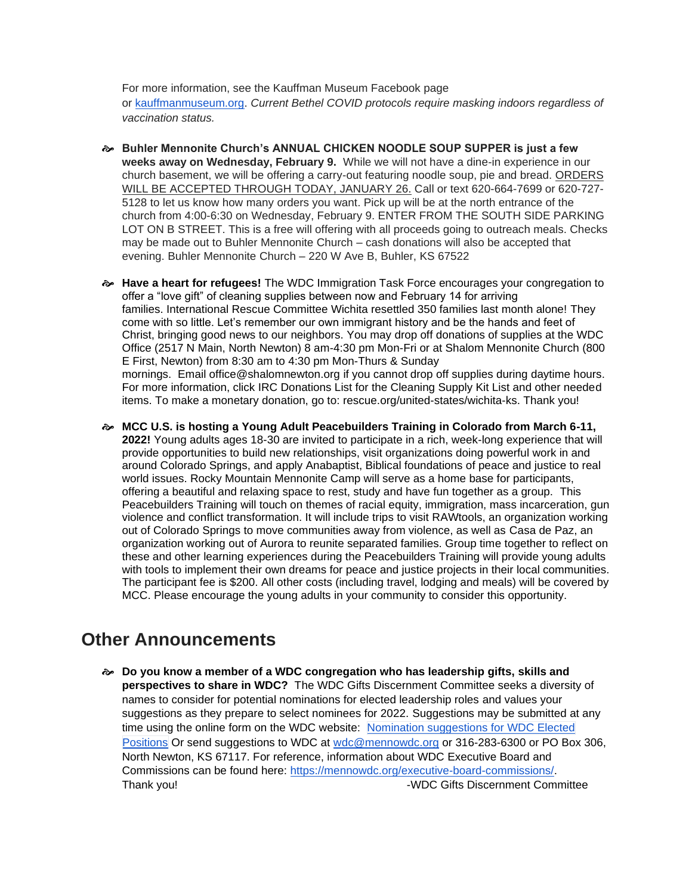For more information, see the Kauffman Museum Facebook page or [kauffmanmuseum.org](kauffmanmuseum.org). *Current Bethel COVID protocols require masking indoors regardless of vaccination status.*

- **Buhler Mennonite Church's ANNUAL CHICKEN NOODLE SOUP SUPPER is just a few weeks away on Wednesday, February 9.** While we will not have a dine-in experience in our church basement, we will be offering a carry-out featuring noodle soup, pie and bread. ORDERS WILL BE ACCEPTED THROUGH TODAY, JANUARY 26. Call or text 620-664-7699 or 620-727-5128 to let us know how many orders you want. Pick up will be at the north entrance of the church from 4:00-6:30 on Wednesday, February 9. ENTER FROM THE SOUTH SIDE PARKING LOT ON B STREET. This is a free will offering with all proceeds going to outreach meals. Checks may be made out to Buhler Mennonite Church – cash donations will also be accepted that evening. Buhler Mennonite Church – 220 W Ave B, Buhler, KS 67522

- **Have a heart for refugees!** The WDC Immigration Task Force encourages your congregation to offer a "love gift" of cleaning supplies between now and February 14 for arriving families. International Rescue Committee Wichita resettled 350 families last month alone! They come with so little. Let's remember our own immigrant history and be the hands and feet of Christ, bringing good news to our neighbors. You may drop off donations of supplies at the WDC Office (2517 N Main, North Newton) 8 am-4:30 pm Mon-Fri or at Shalom Mennonite Church (800 E First, Newton) from 8:30 am to 4:30 pm Mon-Thurs & Sunday mornings. Email office@shalomnewton.org if you cannot drop off supplies during daytime hours. For more information, click IRC Donations List for the Cleaning Supply Kit List and other needed items. To make a monetary donation, go to: rescue.org/united-states/wichita-ks. Thank you!

- **MCC U.S. is hosting a Young Adult Peacebuilders Training in Colorado from March 6-11, 2022!** Young adults ages 18-30 are invited to participate in a rich, week-long experience that will provide opportunities to build new relationships, visit organizations doing powerful work in and around Colorado Springs, and apply Anabaptist, Biblical foundations of peace and justice to real world issues. Rocky Mountain Mennonite Camp will serve as a home base for participants, offering a beautiful and relaxing space to rest, study and have fun together as a group. This Peacebuilders Training will touch on themes of racial equity, immigration, mass incarceration, gun violence and conflict transformation. It will include trips to visit RAWtools, an organization working out of Colorado Springs to move communities away from violence, as well as Casa de Paz, an organization working out of Aurora to reunite separated families. Group time together to reflect on these and other learning experiences during the Peacebuilders Training will provide young adults with tools to implement their own dreams for peace and justice projects in their local communities. The participant fee is $200. All other costs (including travel, lodging and meals) will be covered by MCC. Please encourage the young adults in your community to consider this opportunity.

## Other Announcements

- **Do you know a member of a WDC congregation who has leadership gifts, skills and perspectives to share in WDC?** The WDC Gifts Discernment Committee seeks a diversity of names to consider for potential nominations for elected leadership roles and values your suggestions as they prepare to select nominees for 2022. Suggestions may be submitted at any time using the online form on the WDC website: Nomination suggestions for WDC Elected Positions Or send suggestions to WDC at [wdc@mennowdc.org](mailto:wdc@mennowdc.org) or 316-283-6300 or PO Box 306, North Newton, KS 67117. For reference, information about WDC Executive Board and Commissions can be found here: [https://mennowdc.org/executive-board-commissions/](https://mennowdc.org/executive-board-commissions/).
  Thank you! -WDC Gifts Discernment Committee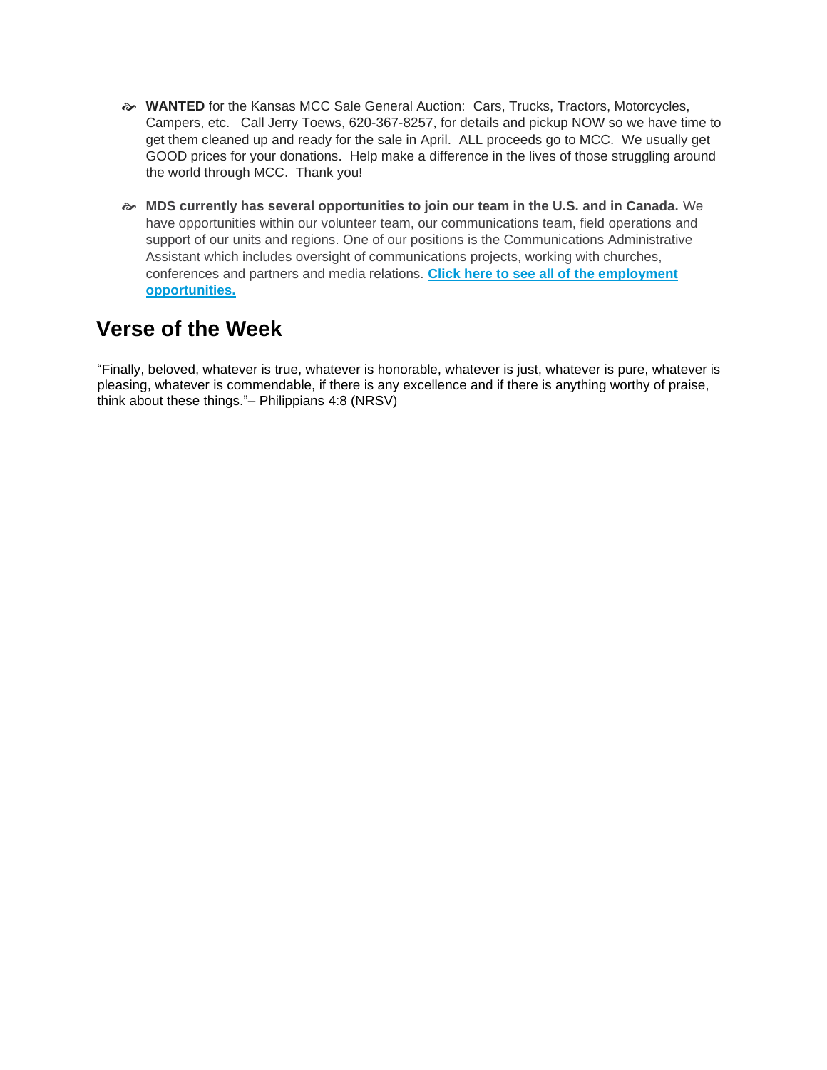- **WANTED** for the Kansas MCC Sale General Auction: Cars, Trucks, Tractors, Motorcycles, Campers, etc. Call Jerry Toews, 620-367-8257, for details and pickup NOW so we have time to get them cleaned up and ready for the sale in April. ALL proceeds go to MCC. We usually get GOOD prices for your donations. Help make a difference in the lives of those struggling around the world through MCC. Thank you!

- **MDS currently has several opportunities to join our team in the U.S. and in Canada.** We have opportunities within our volunteer team, our communications team, field operations and support of our units and regions. One of our positions is the Communications Administrative Assistant which includes oversight of communications projects, working with churches, conferences and partners and media relations. **Click here to see all of the employment opportunities.**

## Verse of the Week

"Finally, beloved, whatever is true, whatever is honorable, whatever is just, whatever is pure, whatever is pleasing, whatever is commendable, if there is any excellence and if there is anything worthy of praise, think about these things."– Philippians 4:8 (NRSV)